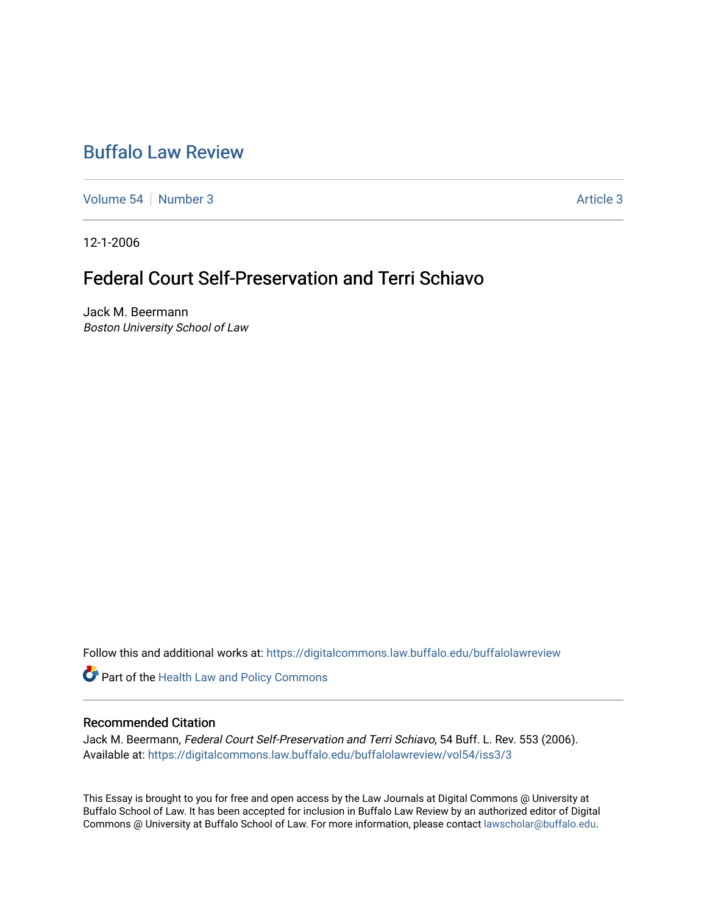# Buffalo Law Review

Volume 54 | Number 3 | Article 3

12-1-2006

## Federal Court Self-Preservation and Terri Schiavo

Jack M. Beermann
*Boston University School of Law*

Follow this and additional works at: https://digitalcommons.law.buffalo.edu/buffalolawreview

Part of the Health Law and Policy Commons

### Recommended Citation

Jack M. Beermann, *Federal Court Self-Preservation and Terri Schiavo*, 54 Buff. L. Rev. 553 (2006).
Available at: https://digitalcommons.law.buffalo.edu/buffalolawreview/vol54/iss3/3

This Essay is brought to you for free and open access by the Law Journals at Digital Commons @ University at Buffalo School of Law. It has been accepted for inclusion in Buffalo Law Review by an authorized editor of Digital Commons @ University at Buffalo School of Law. For more information, please contact lawscholar@buffalo.edu.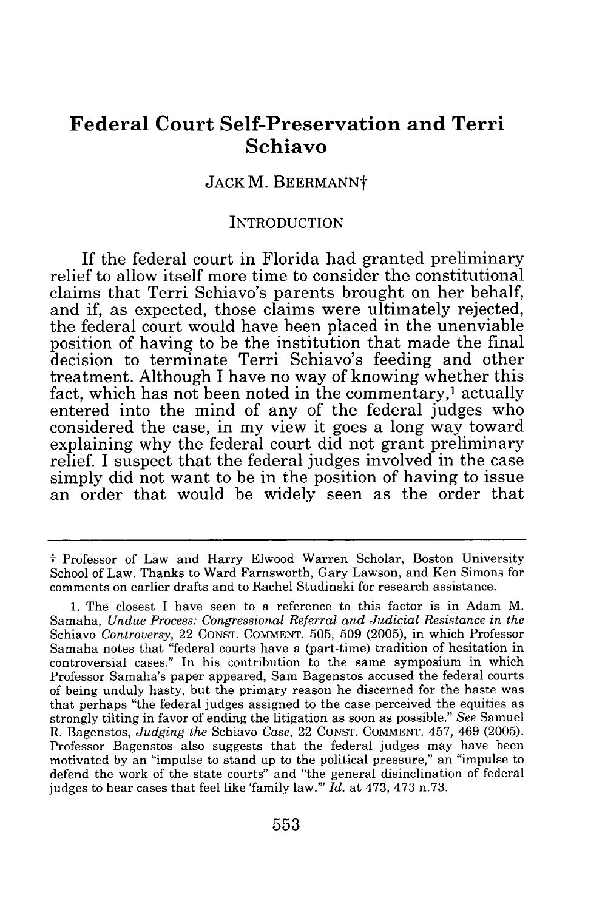# Federal Court Self-Preservation and Terri Schiavo

JACK M. BEERMANN†

## INTRODUCTION

If the federal court in Florida had granted preliminary relief to allow itself more time to consider the constitutional claims that Terri Schiavo's parents brought on her behalf, and if, as expected, those claims were ultimately rejected, the federal court would have been placed in the unenviable position of having to be the institution that made the final decision to terminate Terri Schiavo's feeding and other treatment. Although I have no way of knowing whether this fact, which has not been noted in the commentary,[1] actually entered into the mind of any of the federal judges who considered the case, in my view it goes a long way toward explaining why the federal court did not grant preliminary relief. I suspect that the federal judges involved in the case simply did not want to be in the position of having to issue an order that would be widely seen as the order that

---

† Professor of Law and Harry Elwood Warren Scholar, Boston University School of Law. Thanks to Ward Farnsworth, Gary Lawson, and Ken Simons for comments on earlier drafts and to Rachel Studinski for research assistance.

1. The closest I have seen to a reference to this factor is in Adam M. Samaha, *Undue Process: Congressional Referral and Judicial Resistance in the* Schiavo *Controversy*, 22 CONST. COMMENT. 505, 509 (2005), in which Professor Samaha notes that "federal courts have a (part-time) tradition of hesitation in controversial cases." In his contribution to the same symposium in which Professor Samaha's paper appeared, Sam Bagenstos accused the federal courts of being unduly hasty, but the primary reason he discerned for the haste was that perhaps "the federal judges assigned to the case perceived the equities as strongly tilting in favor of ending the litigation as soon as possible." *See* Samuel R. Bagenstos, *Judging the* Schiavo *Case*, 22 CONST. COMMENT. 457, 469 (2005). Professor Bagenstos also suggests that the federal judges may have been motivated by an "impulse to stand up to the political pressure," an "impulse to defend the work of the state courts" and "the general disinclination of federal judges to hear cases that feel like 'family law.'" *Id.* at 473, 473 n.73.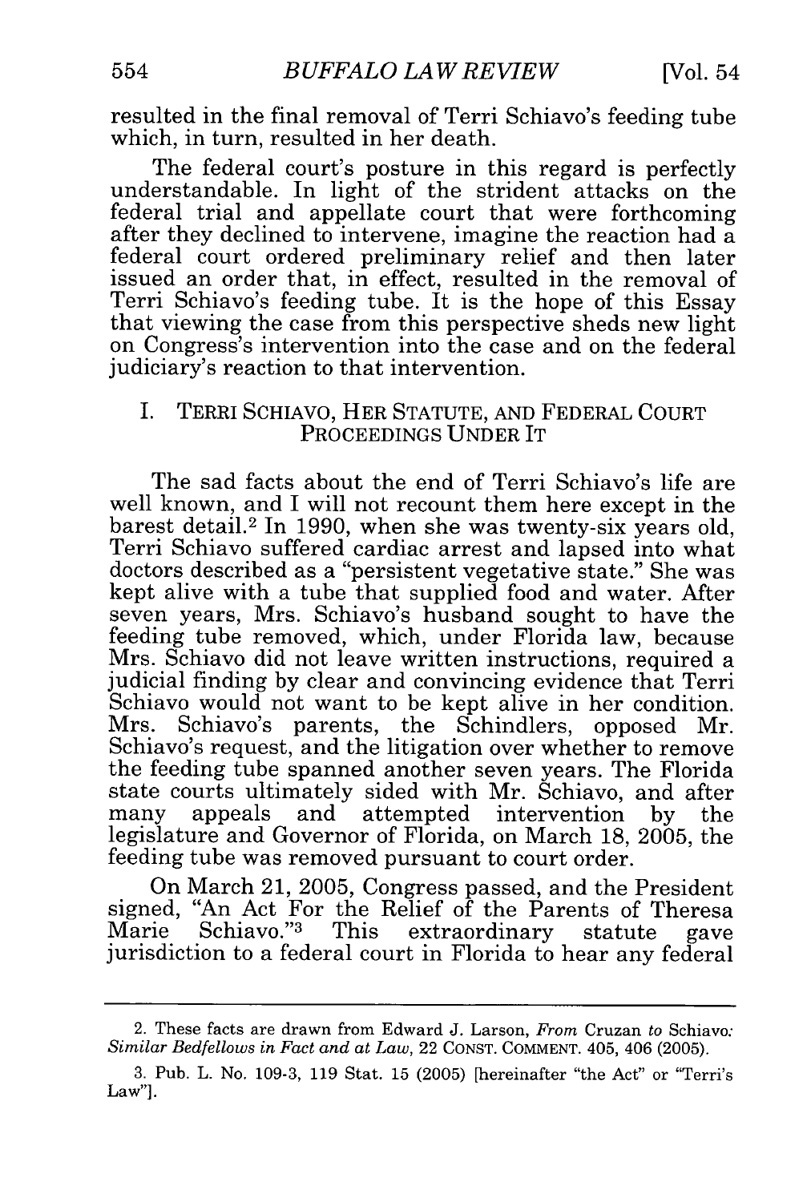resulted in the final removal of Terri Schiavo's feeding tube which, in turn, resulted in her death.

The federal court's posture in this regard is perfectly understandable. In light of the strident attacks on the federal trial and appellate court that were forthcoming after they declined to intervene, imagine the reaction had a federal court ordered preliminary relief and then later issued an order that, in effect, resulted in the removal of Terri Schiavo's feeding tube. It is the hope of this Essay that viewing the case from this perspective sheds new light on Congress's intervention into the case and on the federal judiciary's reaction to that intervention.

## I. TERRI SCHIAVO, HER STATUTE, AND FEDERAL COURT PROCEEDINGS UNDER IT

The sad facts about the end of Terri Schiavo's life are well known, and I will not recount them here except in the barest detail.[2] In 1990, when she was twenty-six years old, Terri Schiavo suffered cardiac arrest and lapsed into what doctors described as a "persistent vegetative state." She was kept alive with a tube that supplied food and water. After seven years, Mrs. Schiavo's husband sought to have the feeding tube removed, which, under Florida law, because Mrs. Schiavo did not leave written instructions, required a judicial finding by clear and convincing evidence that Terri Schiavo would not want to be kept alive in her condition. Mrs. Schiavo's parents, the Schindlers, opposed Mr. Schiavo's request, and the litigation over whether to remove the feeding tube spanned another seven years. The Florida state courts ultimately sided with Mr. Schiavo, and after many appeals and attempted intervention by the legislature and Governor of Florida, on March 18, 2005, the feeding tube was removed pursuant to court order.

On March 21, 2005, Congress passed, and the President signed, "An Act For the Relief of the Parents of Theresa Marie Schiavo."[3] This extraordinary statute gave jurisdiction to a federal court in Florida to hear any federal

---

2. These facts are drawn from Edward J. Larson, *From* Cruzan *to* Schiavo: *Similar Bedfellows in Fact and at Law*, 22 CONST. COMMENT. 405, 406 (2005).

3. Pub. L. No. 109-3, 119 Stat. 15 (2005) [hereinafter "the Act" or "Terri's Law"].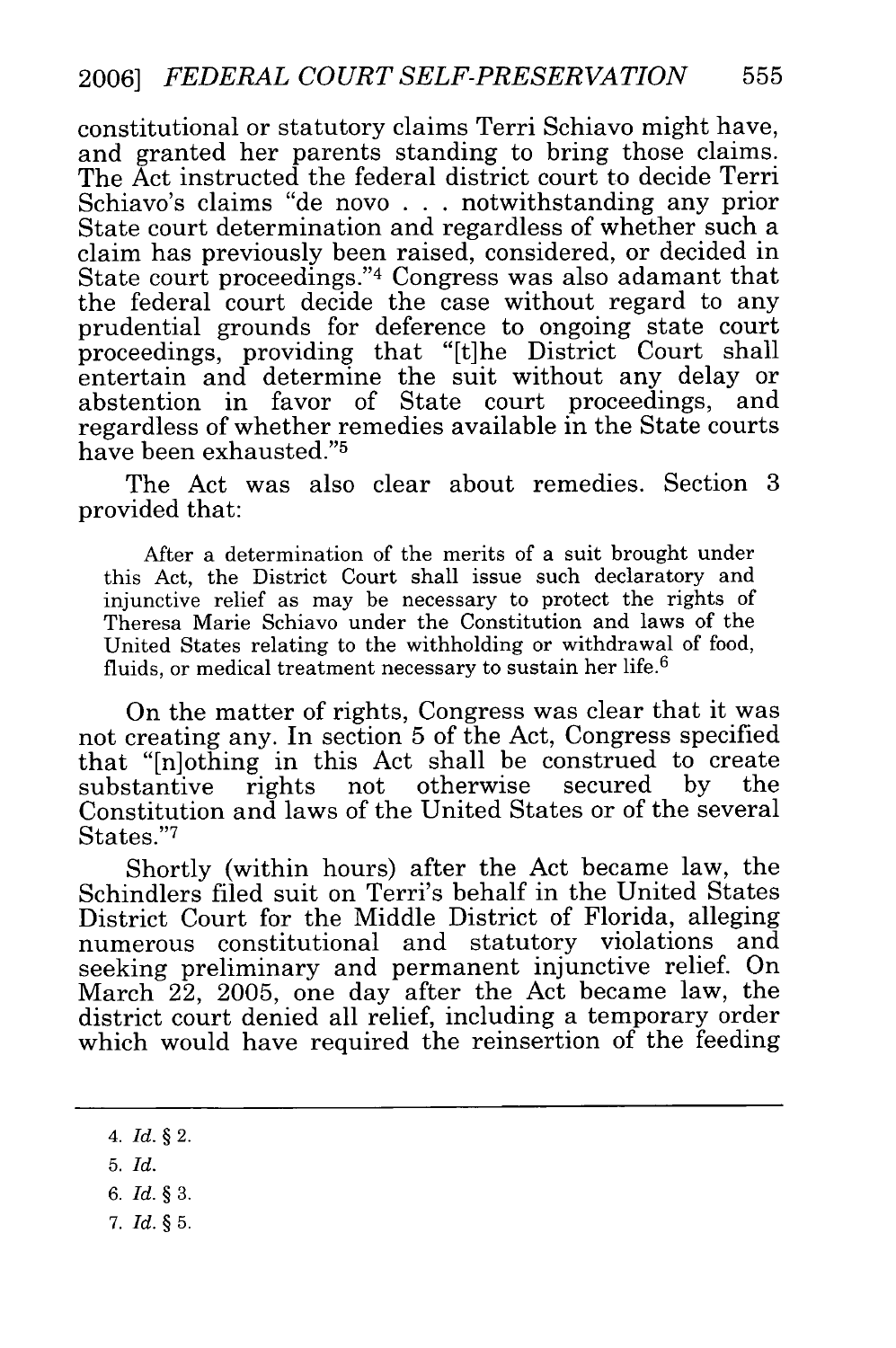constitutional or statutory claims Terri Schiavo might have, and granted her parents standing to bring those claims. The Act instructed the federal district court to decide Terri Schiavo's claims "de novo . . . notwithstanding any prior State court determination and regardless of whether such a claim has previously been raised, considered, or decided in State court proceedings."[4] Congress was also adamant that the federal court decide the case without regard to any prudential grounds for deference to ongoing state court proceedings, providing that "[t]he District Court shall entertain and determine the suit without any delay or abstention in favor of State court proceedings, and regardless of whether remedies available in the State courts have been exhausted."[5]

The Act was also clear about remedies. Section 3 provided that:

> After a determination of the merits of a suit brought under this Act, the District Court shall issue such declaratory and injunctive relief as may be necessary to protect the rights of Theresa Marie Schiavo under the Constitution and laws of the United States relating to the withholding or withdrawal of food, fluids, or medical treatment necessary to sustain her life.[6]

On the matter of rights, Congress was clear that it was not creating any. In section 5 of the Act, Congress specified that "[n]othing in this Act shall be construed to create substantive rights not otherwise secured by the Constitution and laws of the United States or of the several States."[7]

Shortly (within hours) after the Act became law, the Schindlers filed suit on Terri's behalf in the United States District Court for the Middle District of Florida, alleging numerous constitutional and statutory violations and seeking preliminary and permanent injunctive relief. On March 22, 2005, one day after the Act became law, the district court denied all relief, including a temporary order which would have required the reinsertion of the feeding

---

4. *Id.* § 2.

5. *Id.*

6. *Id.* § 3.

7. *Id.* § 5.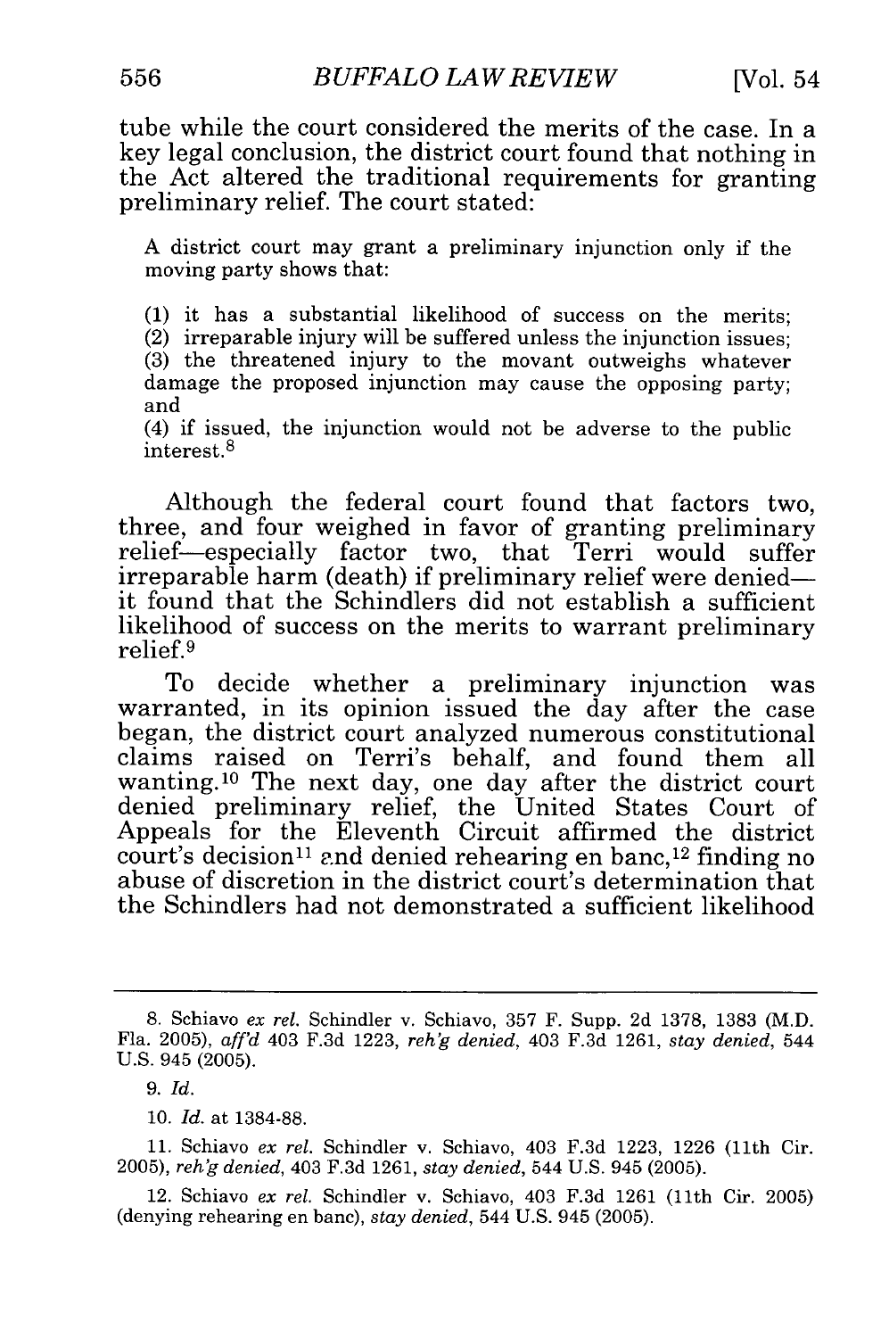tube while the court considered the merits of the case. In a key legal conclusion, the district court found that nothing in the Act altered the traditional requirements for granting preliminary relief. The court stated:

> A district court may grant a preliminary injunction only if the moving party shows that:
>
> (1) it has a substantial likelihood of success on the merits;
> (2) irreparable injury will be suffered unless the injunction issues;
> (3) the threatened injury to the movant outweighs whatever damage the proposed injunction may cause the opposing party; and
> (4) if issued, the injunction would not be adverse to the public interest.[8]

Although the federal court found that factors two, three, and four weighed in favor of granting preliminary relief—especially factor two, that Terri would suffer irreparable harm (death) if preliminary relief were denied—it found that the Schindlers did not establish a sufficient likelihood of success on the merits to warrant preliminary relief.[9]

To decide whether a preliminary injunction was warranted, in its opinion issued the day after the case began, the district court analyzed numerous constitutional claims raised on Terri's behalf, and found them all wanting.[10] The next day, one day after the district court denied preliminary relief, the United States Court of Appeals for the Eleventh Circuit affirmed the district court's decision[11] and denied rehearing en banc,[12] finding no abuse of discretion in the district court's determination that the Schindlers had not demonstrated a sufficient likelihood

---

8. Schiavo *ex rel.* Schindler v. Schiavo, 357 F. Supp. 2d 1378, 1383 (M.D. Fla. 2005), *aff'd* 403 F.3d 1223, *reh'g denied*, 403 F.3d 1261, *stay denied*, 544 U.S. 945 (2005).

9. *Id.*

10. *Id.* at 1384-88.

11. Schiavo *ex rel.* Schindler v. Schiavo, 403 F.3d 1223, 1226 (11th Cir. 2005), *reh'g denied*, 403 F.3d 1261, *stay denied*, 544 U.S. 945 (2005).

12. Schiavo *ex rel.* Schindler v. Schiavo, 403 F.3d 1261 (11th Cir. 2005) (denying rehearing en banc), *stay denied*, 544 U.S. 945 (2005).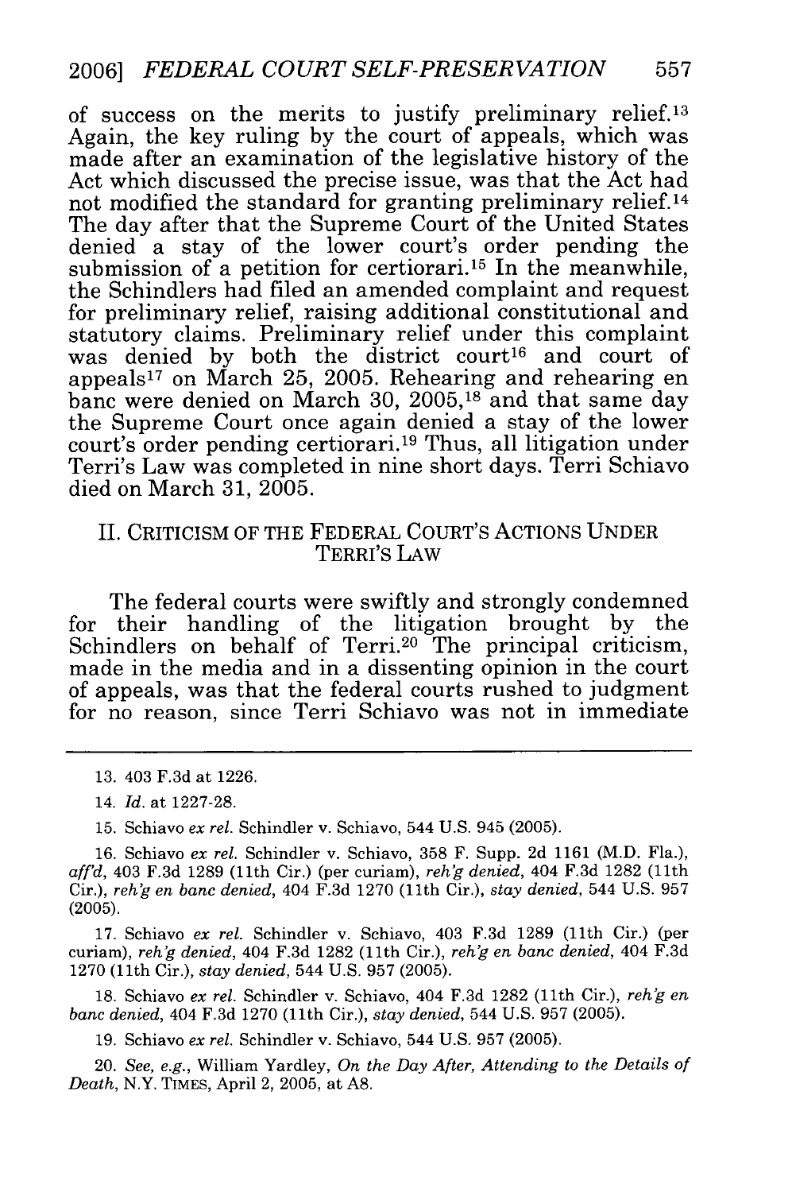of success on the merits to justify preliminary relief.[13] Again, the key ruling by the court of appeals, which was made after an examination of the legislative history of the Act which discussed the precise issue, was that the Act had not modified the standard for granting preliminary relief.[14] The day after that the Supreme Court of the United States denied a stay of the lower court's order pending the submission of a petition for certiorari.[15] In the meanwhile, the Schindlers had filed an amended complaint and request for preliminary relief, raising additional constitutional and statutory claims. Preliminary relief under this complaint was denied by both the district court[16] and court of appeals[17] on March 25, 2005. Rehearing and rehearing en banc were denied on March 30, 2005,[18] and that same day the Supreme Court once again denied a stay of the lower court's order pending certiorari.[19] Thus, all litigation under Terri's Law was completed in nine short days. Terri Schiavo died on March 31, 2005.

## II. CRITICISM OF THE FEDERAL COURT'S ACTIONS UNDER TERRI'S LAW

The federal courts were swiftly and strongly condemned for their handling of the litigation brought by the Schindlers on behalf of Terri.[20] The principal criticism, made in the media and in a dissenting opinion in the court of appeals, was that the federal courts rushed to judgment for no reason, since Terri Schiavo was not in immediate

---

13. 403 F.3d at 1226.

14. *Id.* at 1227-28.

15. Schiavo *ex rel.* Schindler v. Schiavo, 544 U.S. 945 (2005).

16. Schiavo *ex rel.* Schindler v. Schiavo, 358 F. Supp. 2d 1161 (M.D. Fla.), *aff'd*, 403 F.3d 1289 (11th Cir.) (per curiam), *reh'g denied*, 404 F.3d 1282 (11th Cir.), *reh'g en banc denied*, 404 F.3d 1270 (11th Cir.), *stay denied*, 544 U.S. 957 (2005).

17. Schiavo *ex rel.* Schindler v. Schiavo, 403 F.3d 1289 (11th Cir.) (per curiam), *reh'g denied*, 404 F.3d 1282 (11th Cir.), *reh'g en banc denied*, 404 F.3d 1270 (11th Cir.), *stay denied*, 544 U.S. 957 (2005).

18. Schiavo *ex rel.* Schindler v. Schiavo, 404 F.3d 1282 (11th Cir.), *reh'g en banc denied*, 404 F.3d 1270 (11th Cir.), *stay denied*, 544 U.S. 957 (2005).

19. Schiavo *ex rel.* Schindler v. Schiavo, 544 U.S. 957 (2005).

20. *See, e.g.*, William Yardley, *On the Day After, Attending to the Details of Death*, N.Y. TIMES, April 2, 2005, at A8.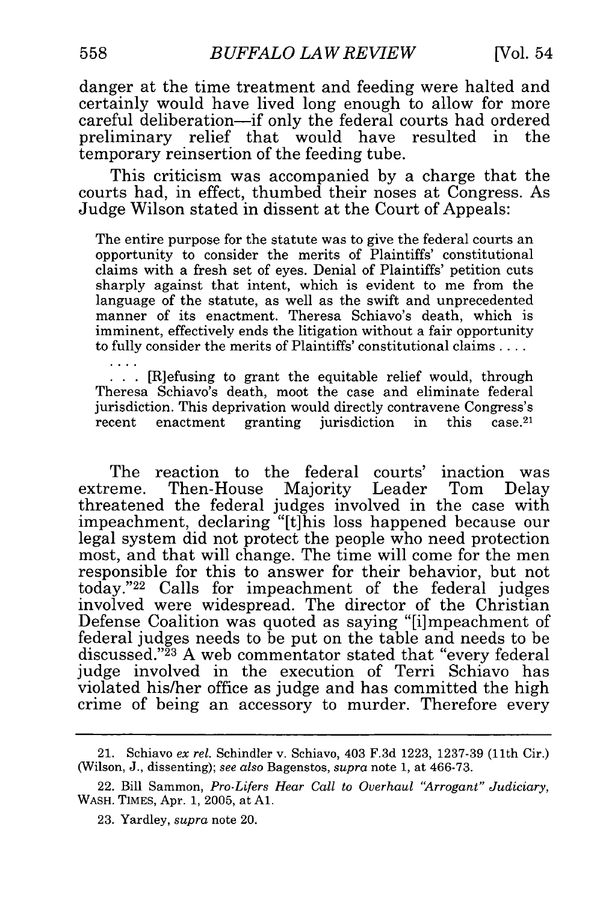danger at the time treatment and feeding were halted and certainly would have lived long enough to allow for more careful deliberation—if only the federal courts had ordered preliminary relief that would have resulted in the temporary reinsertion of the feeding tube.

This criticism was accompanied by a charge that the courts had, in effect, thumbed their noses at Congress. As Judge Wilson stated in dissent at the Court of Appeals:

> The entire purpose for the statute was to give the federal courts an opportunity to consider the merits of Plaintiffs' constitutional claims with a fresh set of eyes. Denial of Plaintiffs' petition cuts sharply against that intent, which is evident to me from the language of the statute, as well as the swift and unprecedented manner of its enactment. Theresa Schiavo's death, which is imminent, effectively ends the litigation without a fair opportunity to fully consider the merits of Plaintiffs' constitutional claims . . . .
>
> . . . .
>
> . . . [R]efusing to grant the equitable relief would, through Theresa Schiavo's death, moot the case and eliminate federal jurisdiction. This deprivation would directly contravene Congress's recent enactment granting jurisdiction in this case.[21]

The reaction to the federal courts' inaction was extreme. Then-House Majority Leader Tom Delay threatened the federal judges involved in the case with impeachment, declaring "[t]his loss happened because our legal system did not protect the people who need protection most, and that will change. The time will come for the men responsible for this to answer for their behavior, but not today."[22] Calls for impeachment of the federal judges involved were widespread. The director of the Christian Defense Coalition was quoted as saying "[i]mpeachment of federal judges needs to be put on the table and needs to be discussed."[23] A web commentator stated that "every federal judge involved in the execution of Terri Schiavo has violated his/her office as judge and has committed the high crime of being an accessory to murder. Therefore every

---

21. Schiavo *ex rel.* Schindler v. Schiavo, 403 F.3d 1223, 1237-39 (11th Cir.) (Wilson, J., dissenting); *see also* Bagenstos, *supra* note 1, at 466-73.

22. Bill Sammon, *Pro-Lifers Hear Call to Overhaul "Arrogant" Judiciary*, WASH. TIMES, Apr. 1, 2005, at A1.

23. Yardley, *supra* note 20.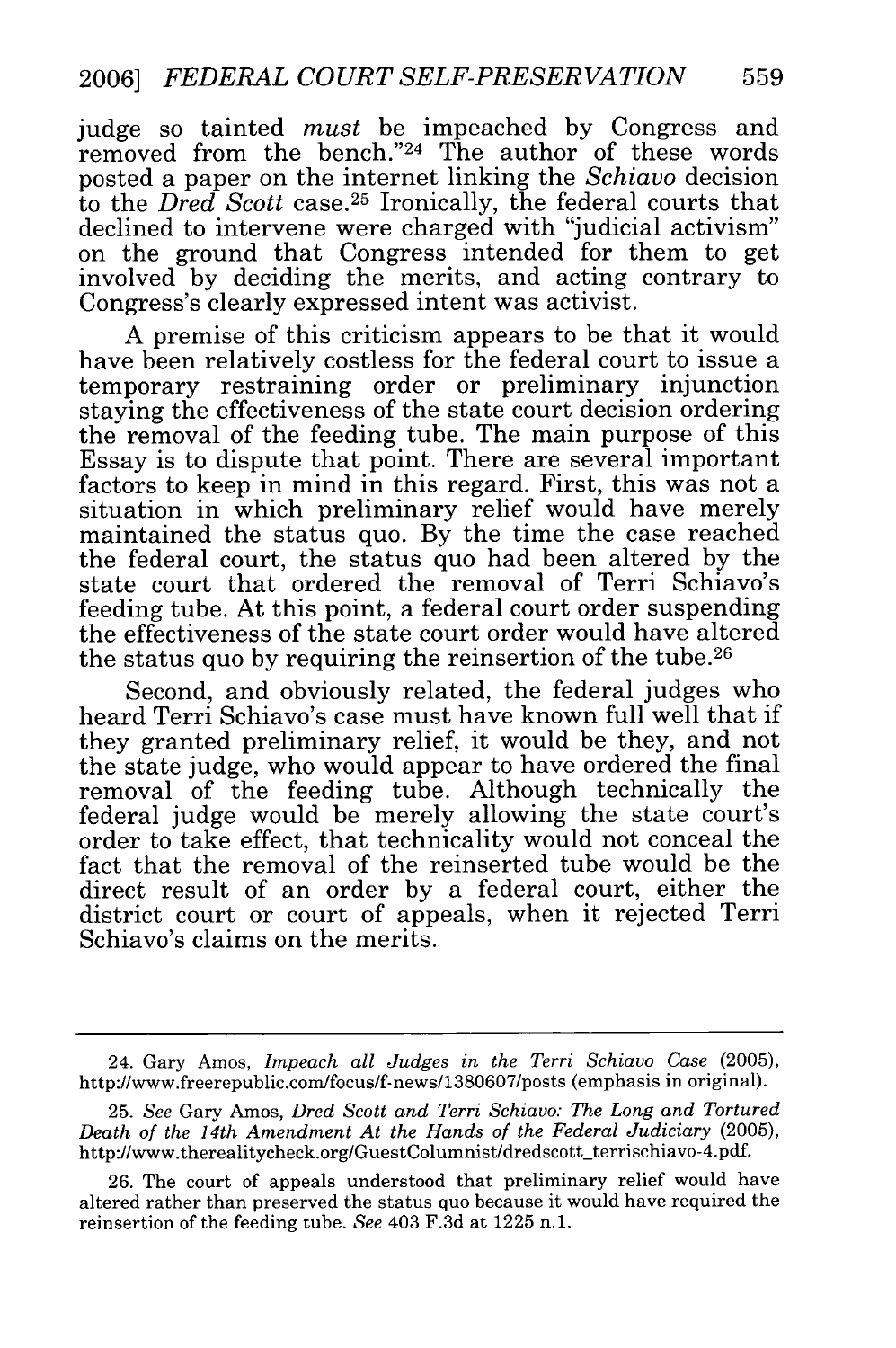judge so tainted *must* be impeached by Congress and removed from the bench."[24] The author of these words posted a paper on the internet linking the *Schiavo* decision to the *Dred Scott* case.[25] Ironically, the federal courts that declined to intervene were charged with "judicial activism" on the ground that Congress intended for them to get involved by deciding the merits, and acting contrary to Congress's clearly expressed intent was activist.

A premise of this criticism appears to be that it would have been relatively costless for the federal court to issue a temporary restraining order or preliminary injunction staying the effectiveness of the state court decision ordering the removal of the feeding tube. The main purpose of this Essay is to dispute that point. There are several important factors to keep in mind in this regard. First, this was not a situation in which preliminary relief would have merely maintained the status quo. By the time the case reached the federal court, the status quo had been altered by the state court that ordered the removal of Terri Schiavo's feeding tube. At this point, a federal court order suspending the effectiveness of the state court order would have altered the status quo by requiring the reinsertion of the tube.[26]

Second, and obviously related, the federal judges who heard Terri Schiavo's case must have known full well that if they granted preliminary relief, it would be they, and not the state judge, who would appear to have ordered the final removal of the feeding tube. Although technically the federal judge would be merely allowing the state court's order to take effect, that technicality would not conceal the fact that the removal of the reinserted tube would be the direct result of an order by a federal court, either the district court or court of appeals, when it rejected Terri Schiavo's claims on the merits.

---

24. Gary Amos, *Impeach all Judges in the Terri Schiavo Case* (2005), http://www.freerepublic.com/focus/f-news/1380607/posts (emphasis in original).

25. *See* Gary Amos, *Dred Scott and Terri Schiavo: The Long and Tortured Death of the 14th Amendment At the Hands of the Federal Judiciary* (2005), http://www.therealitycheck.org/GuestColumnist/dredscott_terrischiavo-4.pdf.

26. The court of appeals understood that preliminary relief would have altered rather than preserved the status quo because it would have required the reinsertion of the feeding tube. *See* 403 F.3d at 1225 n.1.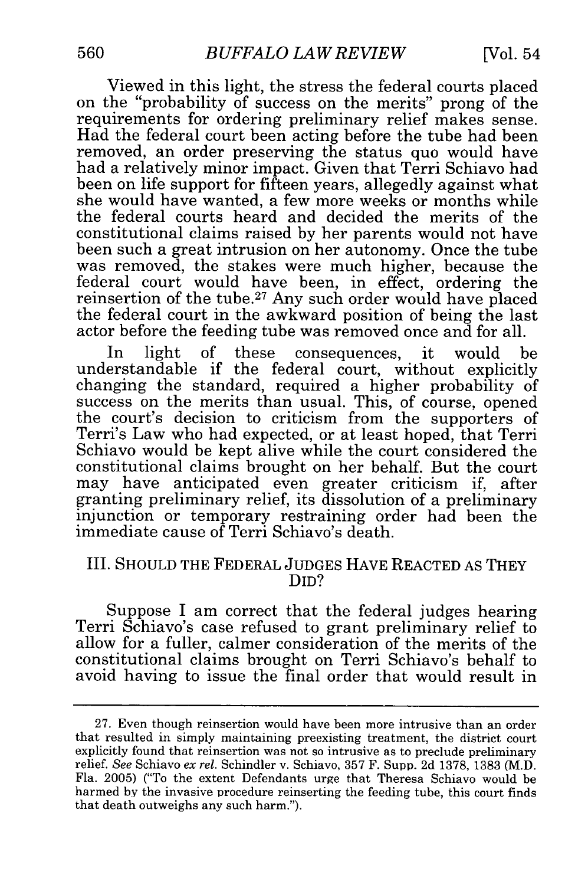Viewed in this light, the stress the federal courts placed on the "probability of success on the merits" prong of the requirements for ordering preliminary relief makes sense. Had the federal court been acting before the tube had been removed, an order preserving the status quo would have had a relatively minor impact. Given that Terri Schiavo had been on life support for fifteen years, allegedly against what she would have wanted, a few more weeks or months while the federal courts heard and decided the merits of the constitutional claims raised by her parents would not have been such a great intrusion on her autonomy. Once the tube was removed, the stakes were much higher, because the federal court would have been, in effect, ordering the reinsertion of the tube.[27] Any such order would have placed the federal court in the awkward position of being the last actor before the feeding tube was removed once and for all.

In light of these consequences, it would be understandable if the federal court, without explicitly changing the standard, required a higher probability of success on the merits than usual. This, of course, opened the court's decision to criticism from the supporters of Terri's Law who had expected, or at least hoped, that Terri Schiavo would be kept alive while the court considered the constitutional claims brought on her behalf. But the court may have anticipated even greater criticism if, after granting preliminary relief, its dissolution of a preliminary injunction or temporary restraining order had been the immediate cause of Terri Schiavo's death.

## III. SHOULD THE FEDERAL JUDGES HAVE REACTED AS THEY DID?

Suppose I am correct that the federal judges hearing Terri Schiavo's case refused to grant preliminary relief to allow for a fuller, calmer consideration of the merits of the constitutional claims brought on Terri Schiavo's behalf to avoid having to issue the final order that would result in

---

27. Even though reinsertion would have been more intrusive than an order that resulted in simply maintaining preexisting treatment, the district court explicitly found that reinsertion was not so intrusive as to preclude preliminary relief. *See* Schiavo *ex rel.* Schindler v. Schiavo, 357 F. Supp. 2d 1378, 1383 (M.D. Fla. 2005) ("To the extent Defendants urge that Theresa Schiavo would be harmed by the invasive procedure reinserting the feeding tube, this court finds that death outweighs any such harm.").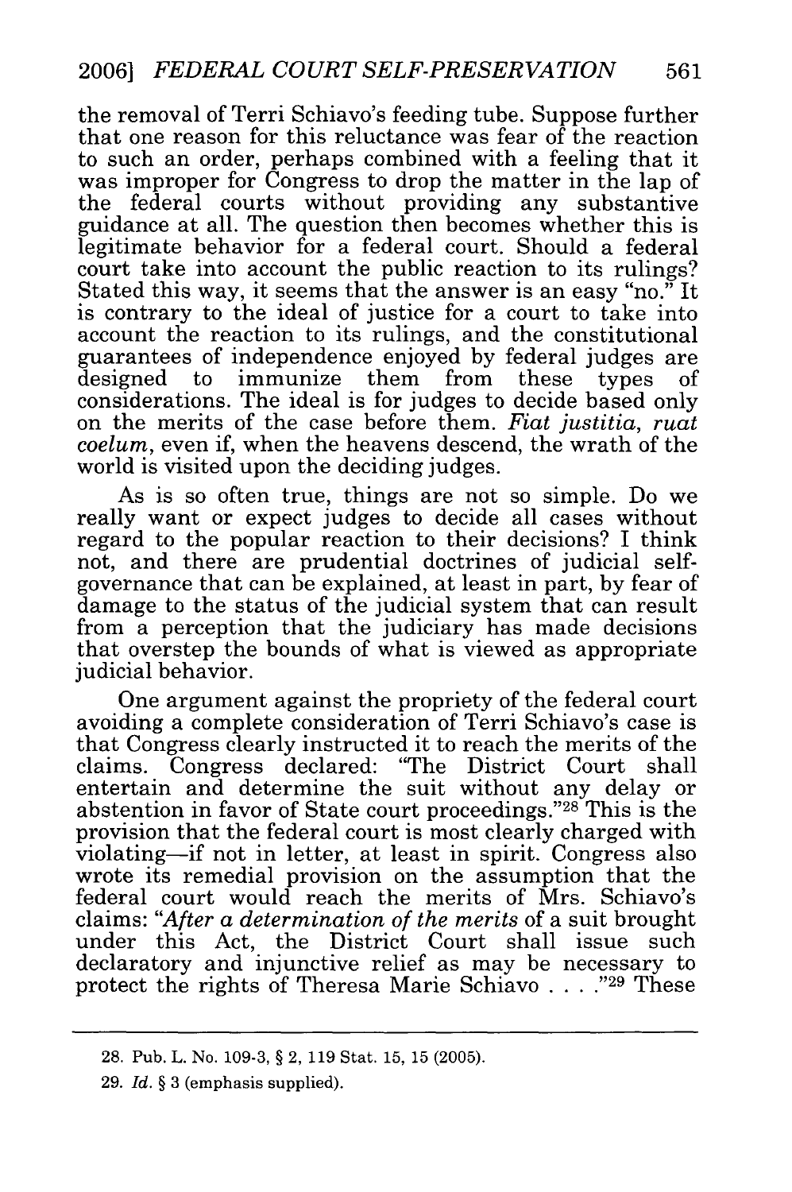the removal of Terri Schiavo's feeding tube. Suppose further that one reason for this reluctance was fear of the reaction to such an order, perhaps combined with a feeling that it was improper for Congress to drop the matter in the lap of the federal courts without providing any substantive guidance at all. The question then becomes whether this is legitimate behavior for a federal court. Should a federal court take into account the public reaction to its rulings? Stated this way, it seems that the answer is an easy "no." It is contrary to the ideal of justice for a court to take into account the reaction to its rulings, and the constitutional guarantees of independence enjoyed by federal judges are designed to immunize them from these types of considerations. The ideal is for judges to decide based only on the merits of the case before them. *Fiat justitia, ruat coelum*, even if, when the heavens descend, the wrath of the world is visited upon the deciding judges.

As is so often true, things are not so simple. Do we really want or expect judges to decide all cases without regard to the popular reaction to their decisions? I think not, and there are prudential doctrines of judicial self-governance that can be explained, at least in part, by fear of damage to the status of the judicial system that can result from a perception that the judiciary has made decisions that overstep the bounds of what is viewed as appropriate judicial behavior.

One argument against the propriety of the federal court avoiding a complete consideration of Terri Schiavo's case is that Congress clearly instructed it to reach the merits of the claims. Congress declared: "The District Court shall entertain and determine the suit without any delay or abstention in favor of State court proceedings."[28] This is the provision that the federal court is most clearly charged with violating—if not in letter, at least in spirit. Congress also wrote its remedial provision on the assumption that the federal court would reach the merits of Mrs. Schiavo's claims: "*After a determination of the merits* of a suit brought under this Act, the District Court shall issue such declaratory and injunctive relief as may be necessary to protect the rights of Theresa Marie Schiavo . . . ."[29] These

---

28. Pub. L. No. 109-3, § 2, 119 Stat. 15, 15 (2005).

29. *Id.* § 3 (emphasis supplied).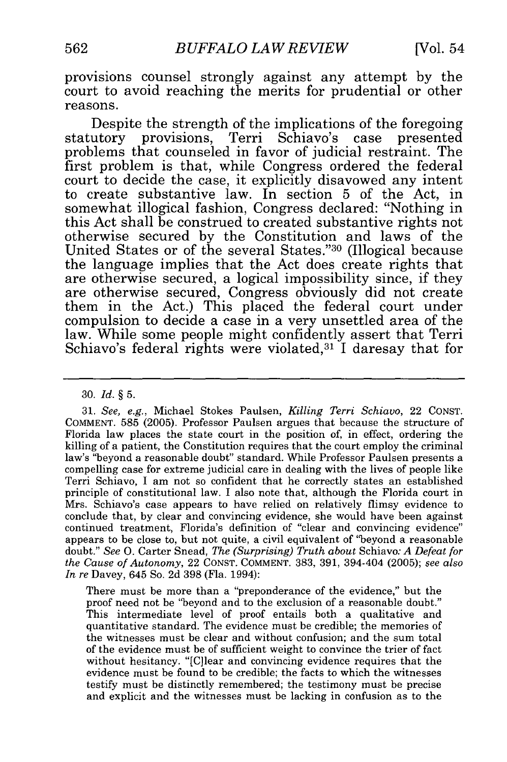provisions counsel strongly against any attempt by the court to avoid reaching the merits for prudential or other reasons.

Despite the strength of the implications of the foregoing statutory provisions, Terri Schiavo's case presented problems that counseled in favor of judicial restraint. The first problem is that, while Congress ordered the federal court to decide the case, it explicitly disavowed any intent to create substantive law. In section 5 of the Act, in somewhat illogical fashion, Congress declared: "Nothing in this Act shall be construed to created substantive rights not otherwise secured by the Constitution and laws of the United States or of the several States."[30] (Illogical because the language implies that the Act does create rights that are otherwise secured, a logical impossibility since, if they are otherwise secured, Congress obviously did not create them in the Act.) This placed the federal court under compulsion to decide a case in a very unsettled area of the law. While some people might confidently assert that Terri Schiavo's federal rights were violated,[31] I daresay that for

---

30. *Id.* § 5.

31. *See, e.g.*, Michael Stokes Paulsen, *Killing Terri Schiavo*, 22 CONST. COMMENT. 585 (2005). Professor Paulsen argues that because the structure of Florida law places the state court in the position of, in effect, ordering the killing of a patient, the Constitution requires that the court employ the criminal law's "beyond a reasonable doubt" standard. While Professor Paulsen presents a compelling case for extreme judicial care in dealing with the lives of people like Terri Schiavo, I am not so confident that he correctly states an established principle of constitutional law. I also note that, although the Florida court in Mrs. Schiavo's case appears to have relied on relatively flimsy evidence to conclude that, by clear and convincing evidence, she would have been against continued treatment, Florida's definition of "clear and convincing evidence" appears to be close to, but not quite, a civil equivalent of "beyond a reasonable doubt." *See* O. Carter Snead, *The (Surprising) Truth about* Schiavo*: A Defeat for the Cause of Autonomy*, 22 CONST. COMMENT. 383, 391, 394-404 (2005); *see also In re* Davey, 645 So. 2d 398 (Fla. 1994):

> There must be more than a "preponderance of the evidence," but the proof need not be "beyond and to the exclusion of a reasonable doubt." This intermediate level of proof entails both a qualitative and quantitative standard. The evidence must be credible; the memories of the witnesses must be clear and without confusion; and the sum total of the evidence must be of sufficient weight to convince the trier of fact without hesitancy. "[C]lear and convincing evidence requires that the evidence must be found to be credible; the facts to which the witnesses testify must be distinctly remembered; the testimony must be precise and explicit and the witnesses must be lacking in confusion as to the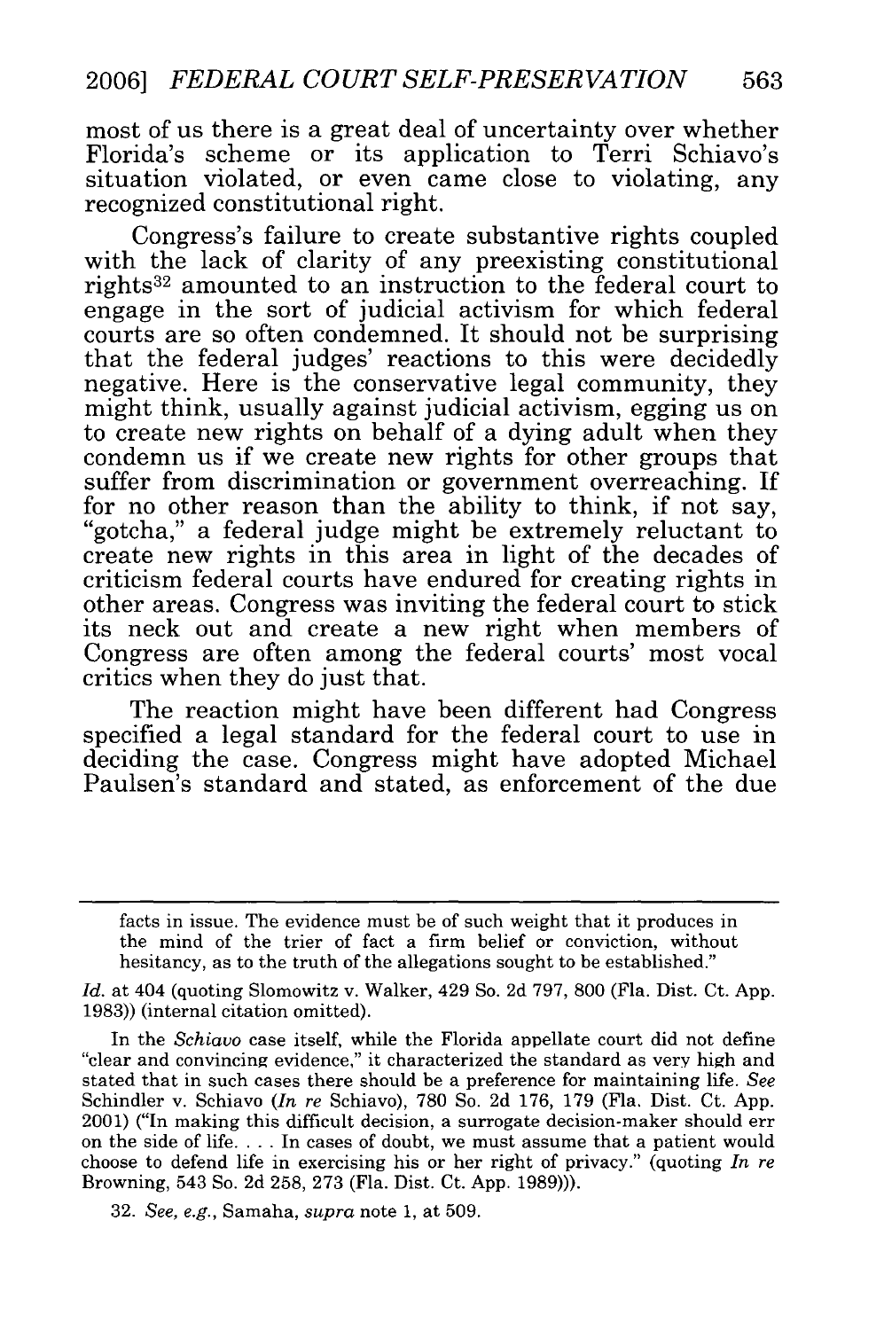most of us there is a great deal of uncertainty over whether Florida's scheme or its application to Terri Schiavo's situation violated, or even came close to violating, any recognized constitutional right.

Congress's failure to create substantive rights coupled with the lack of clarity of any preexisting constitutional rights[32] amounted to an instruction to the federal court to engage in the sort of judicial activism for which federal courts are so often condemned. It should not be surprising that the federal judges' reactions to this were decidedly negative. Here is the conservative legal community, they might think, usually against judicial activism, egging us on to create new rights on behalf of a dying adult when they condemn us if we create new rights for other groups that suffer from discrimination or government overreaching. If for no other reason than the ability to think, if not say, "gotcha," a federal judge might be extremely reluctant to create new rights in this area in light of the decades of criticism federal courts have endured for creating rights in other areas. Congress was inviting the federal court to stick its neck out and create a new right when members of Congress are often among the federal courts' most vocal critics when they do just that.

The reaction might have been different had Congress specified a legal standard for the federal court to use in deciding the case. Congress might have adopted Michael Paulsen's standard and stated, as enforcement of the due

---

facts in issue. The evidence must be of such weight that it produces in the mind of the trier of fact a firm belief or conviction, without hesitancy, as to the truth of the allegations sought to be established."

*Id.* at 404 (quoting Slomowitz v. Walker, 429 So. 2d 797, 800 (Fla. Dist. Ct. App. 1983)) (internal citation omitted).

In the *Schiavo* case itself, while the Florida appellate court did not define "clear and convincing evidence," it characterized the standard as very high and stated that in such cases there should be a preference for maintaining life. *See* Schindler v. Schiavo (*In re* Schiavo), 780 So. 2d 176, 179 (Fla. Dist. Ct. App. 2001) ("In making this difficult decision, a surrogate decision-maker should err on the side of life. . . . In cases of doubt, we must assume that a patient would choose to defend life in exercising his or her right of privacy." (quoting *In re* Browning, 543 So. 2d 258, 273 (Fla. Dist. Ct. App. 1989))).

32. *See, e.g.*, Samaha, *supra* note 1, at 509.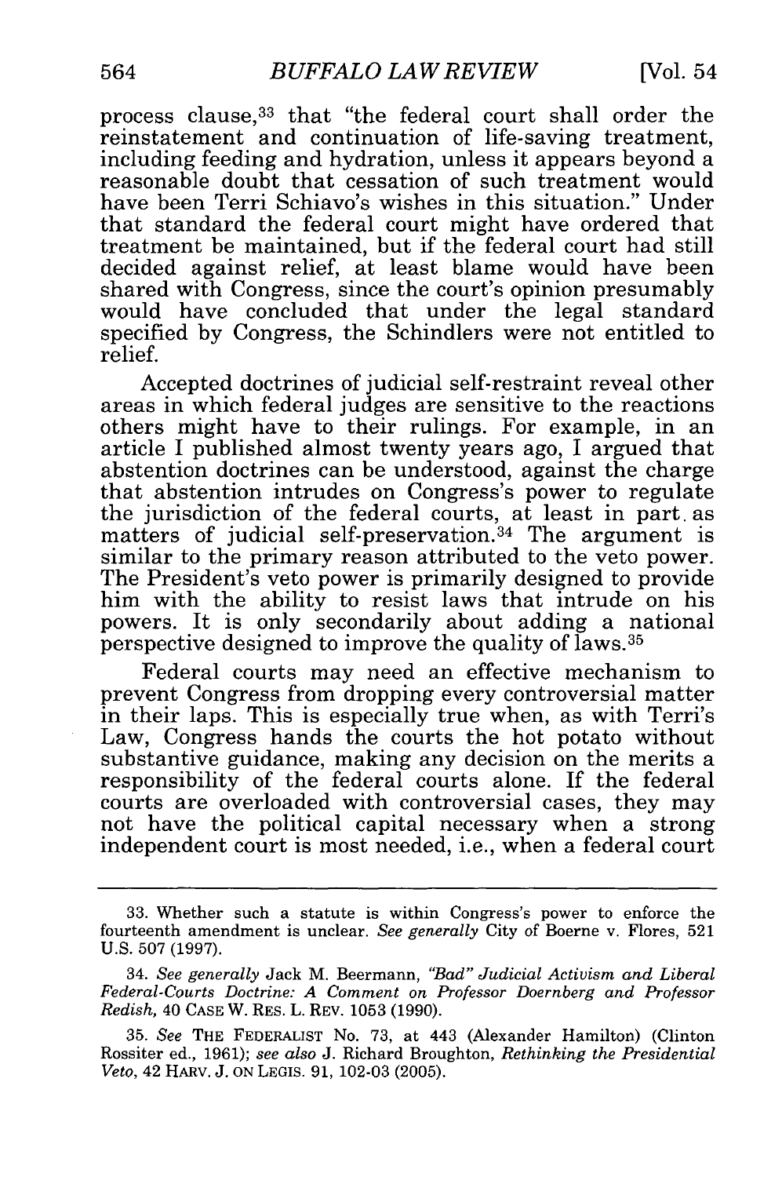process clause,[33] that "the federal court shall order the reinstatement and continuation of life-saving treatment, including feeding and hydration, unless it appears beyond a reasonable doubt that cessation of such treatment would have been Terri Schiavo's wishes in this situation." Under that standard the federal court might have ordered that treatment be maintained, but if the federal court had still decided against relief, at least blame would have been shared with Congress, since the court's opinion presumably would have concluded that under the legal standard specified by Congress, the Schindlers were not entitled to relief.

Accepted doctrines of judicial self-restraint reveal other areas in which federal judges are sensitive to the reactions others might have to their rulings. For example, in an article I published almost twenty years ago, I argued that abstention doctrines can be understood, against the charge that abstention intrudes on Congress's power to regulate the jurisdiction of the federal courts, at least in part as matters of judicial self-preservation.[34] The argument is similar to the primary reason attributed to the veto power. The President's veto power is primarily designed to provide him with the ability to resist laws that intrude on his powers. It is only secondarily about adding a national perspective designed to improve the quality of laws.[35]

Federal courts may need an effective mechanism to prevent Congress from dropping every controversial matter in their laps. This is especially true when, as with Terri's Law, Congress hands the courts the hot potato without substantive guidance, making any decision on the merits a responsibility of the federal courts alone. If the federal courts are overloaded with controversial cases, they may not have the political capital necessary when a strong independent court is most needed, i.e., when a federal court

---

33. Whether such a statute is within Congress's power to enforce the fourteenth amendment is unclear. *See generally* City of Boerne v. Flores, 521 U.S. 507 (1997).

34. *See generally* Jack M. Beermann, *"Bad" Judicial Activism and Liberal Federal-Courts Doctrine: A Comment on Professor Doernberg and Professor Redish*, 40 CASE W. RES. L. REV. 1053 (1990).

35. *See* THE FEDERALIST No. 73, at 443 (Alexander Hamilton) (Clinton Rossiter ed., 1961); *see also* J. Richard Broughton, *Rethinking the Presidential Veto*, 42 HARV. J. ON LEGIS. 91, 102-03 (2005).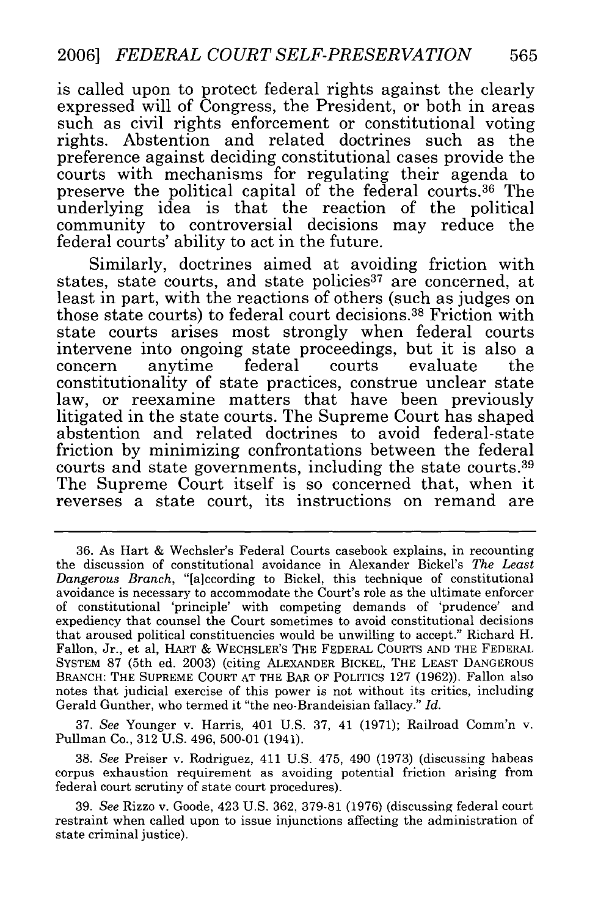is called upon to protect federal rights against the clearly expressed will of Congress, the President, or both in areas such as civil rights enforcement or constitutional voting rights. Abstention and related doctrines such as the preference against deciding constitutional cases provide the courts with mechanisms for regulating their agenda to preserve the political capital of the federal courts.[36] The underlying idea is that the reaction of the political community to controversial decisions may reduce the federal courts' ability to act in the future.

Similarly, doctrines aimed at avoiding friction with states, state courts, and state policies[37] are concerned, at least in part, with the reactions of others (such as judges on those state courts) to federal court decisions.[38] Friction with state courts arises most strongly when federal courts intervene into ongoing state proceedings, but it is also a concern anytime federal courts evaluate the constitutionality of state practices, construe unclear state law, or reexamine matters that have been previously litigated in the state courts. The Supreme Court has shaped abstention and related doctrines to avoid federal-state friction by minimizing confrontations between the federal courts and state governments, including the state courts.[39] The Supreme Court itself is so concerned that, when it reverses a state court, its instructions on remand are

---

36. As Hart & Wechsler's Federal Courts casebook explains, in recounting the discussion of constitutional avoidance in Alexander Bickel's *The Least Dangerous Branch*, "[a]ccording to Bickel, this technique of constitutional avoidance is necessary to accommodate the Court's role as the ultimate enforcer of constitutional 'principle' with competing demands of 'prudence' and expediency that counsel the Court sometimes to avoid constitutional decisions that aroused political constituencies would be unwilling to accept." Richard H. Fallon, Jr., et al, HART & WECHSLER'S THE FEDERAL COURTS AND THE FEDERAL SYSTEM 87 (5th ed. 2003) (citing ALEXANDER BICKEL, THE LEAST DANGEROUS BRANCH: THE SUPREME COURT AT THE BAR OF POLITICS 127 (1962)). Fallon also notes that judicial exercise of this power is not without its critics, including Gerald Gunther, who termed it "the neo-Brandeisian fallacy." *Id.*

37. *See* Younger v. Harris, 401 U.S. 37, 41 (1971); Railroad Comm'n v. Pullman Co., 312 U.S. 496, 500-01 (1941).

38. *See* Preiser v. Rodriguez, 411 U.S. 475, 490 (1973) (discussing habeas corpus exhaustion requirement as avoiding potential friction arising from federal court scrutiny of state court procedures).

39. *See* Rizzo v. Goode, 423 U.S. 362, 379-81 (1976) (discussing federal court restraint when called upon to issue injunctions affecting the administration of state criminal justice).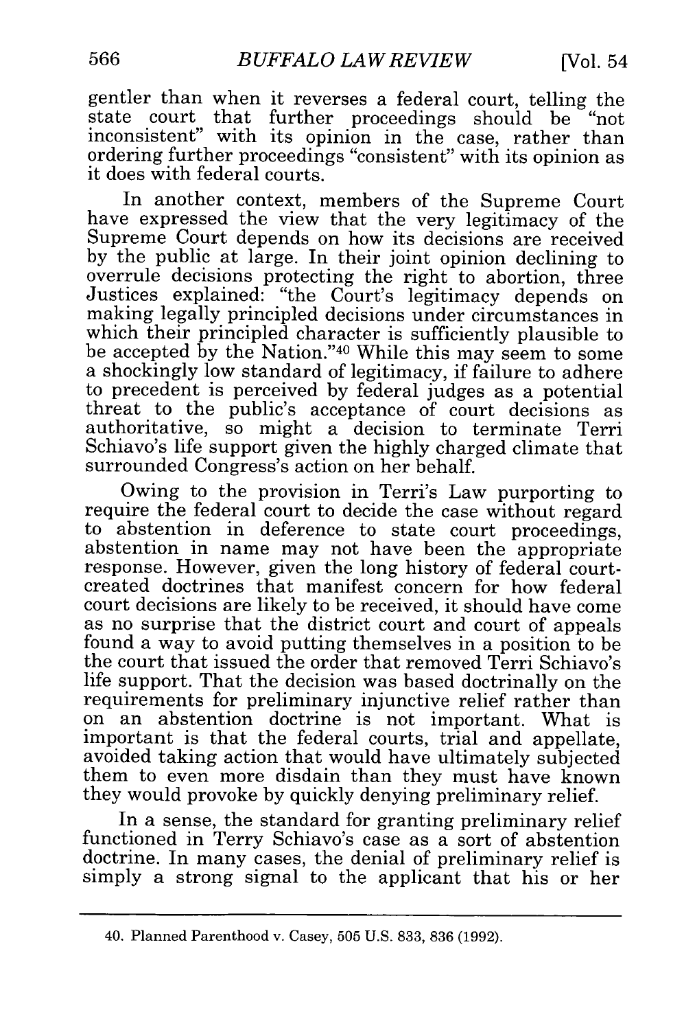gentler than when it reverses a federal court, telling the state court that further proceedings should be "not inconsistent" with its opinion in the case, rather than ordering further proceedings "consistent" with its opinion as it does with federal courts.

In another context, members of the Supreme Court have expressed the view that the very legitimacy of the Supreme Court depends on how its decisions are received by the public at large. In their joint opinion declining to overrule decisions protecting the right to abortion, three Justices explained: "the Court's legitimacy depends on making legally principled decisions under circumstances in which their principled character is sufficiently plausible to be accepted by the Nation."[40] While this may seem to some a shockingly low standard of legitimacy, if failure to adhere to precedent is perceived by federal judges as a potential threat to the public's acceptance of court decisions as authoritative, so might a decision to terminate Terri Schiavo's life support given the highly charged climate that surrounded Congress's action on her behalf.

Owing to the provision in Terri's Law purporting to require the federal court to decide the case without regard to abstention in deference to state court proceedings, abstention in name may not have been the appropriate response. However, given the long history of federal court-created doctrines that manifest concern for how federal court decisions are likely to be received, it should have come as no surprise that the district court and court of appeals found a way to avoid putting themselves in a position to be the court that issued the order that removed Terri Schiavo's life support. That the decision was based doctrinally on the requirements for preliminary injunctive relief rather than on an abstention doctrine is not important. What is important is that the federal courts, trial and appellate, avoided taking action that would have ultimately subjected them to even more disdain than they must have known they would provoke by quickly denying preliminary relief.

In a sense, the standard for granting preliminary relief functioned in Terry Schiavo's case as a sort of abstention doctrine. In many cases, the denial of preliminary relief is simply a strong signal to the applicant that his or her

---

40. Planned Parenthood v. Casey, 505 U.S. 833, 836 (1992).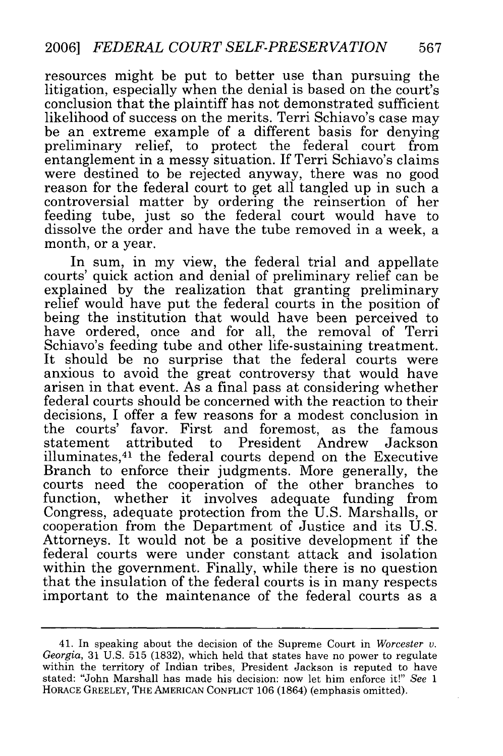resources might be put to better use than pursuing the litigation, especially when the denial is based on the court's conclusion that the plaintiff has not demonstrated sufficient likelihood of success on the merits. Terri Schiavo's case may be an extreme example of a different basis for denying preliminary relief, to protect the federal court from entanglement in a messy situation. If Terri Schiavo's claims were destined to be rejected anyway, there was no good reason for the federal court to get all tangled up in such a controversial matter by ordering the reinsertion of her feeding tube, just so the federal court would have to dissolve the order and have the tube removed in a week, a month, or a year.

In sum, in my view, the federal trial and appellate courts' quick action and denial of preliminary relief can be explained by the realization that granting preliminary relief would have put the federal courts in the position of being the institution that would have been perceived to have ordered, once and for all, the removal of Terri Schiavo's feeding tube and other life-sustaining treatment. It should be no surprise that the federal courts were anxious to avoid the great controversy that would have arisen in that event. As a final pass at considering whether federal courts should be concerned with the reaction to their decisions, I offer a few reasons for a modest conclusion in the courts' favor. First and foremost, as the famous statement attributed to President Andrew Jackson illuminates,[41] the federal courts depend on the Executive Branch to enforce their judgments. More generally, the courts need the cooperation of the other branches to function, whether it involves adequate funding from Congress, adequate protection from the U.S. Marshalls, or cooperation from the Department of Justice and its U.S. Attorneys. It would not be a positive development if the federal courts were under constant attack and isolation within the government. Finally, while there is no question that the insulation of the federal courts is in many respects important to the maintenance of the federal courts as a

---

41. In speaking about the decision of the Supreme Court in *Worcester v. Georgia*, 31 U.S. 515 (1832), which held that states have no power to regulate within the territory of Indian tribes, President Jackson is reputed to have stated: "John Marshall has made his decision: now let him enforce it!" *See* 1 HORACE GREELEY, THE AMERICAN CONFLICT 106 (1864) (emphasis omitted).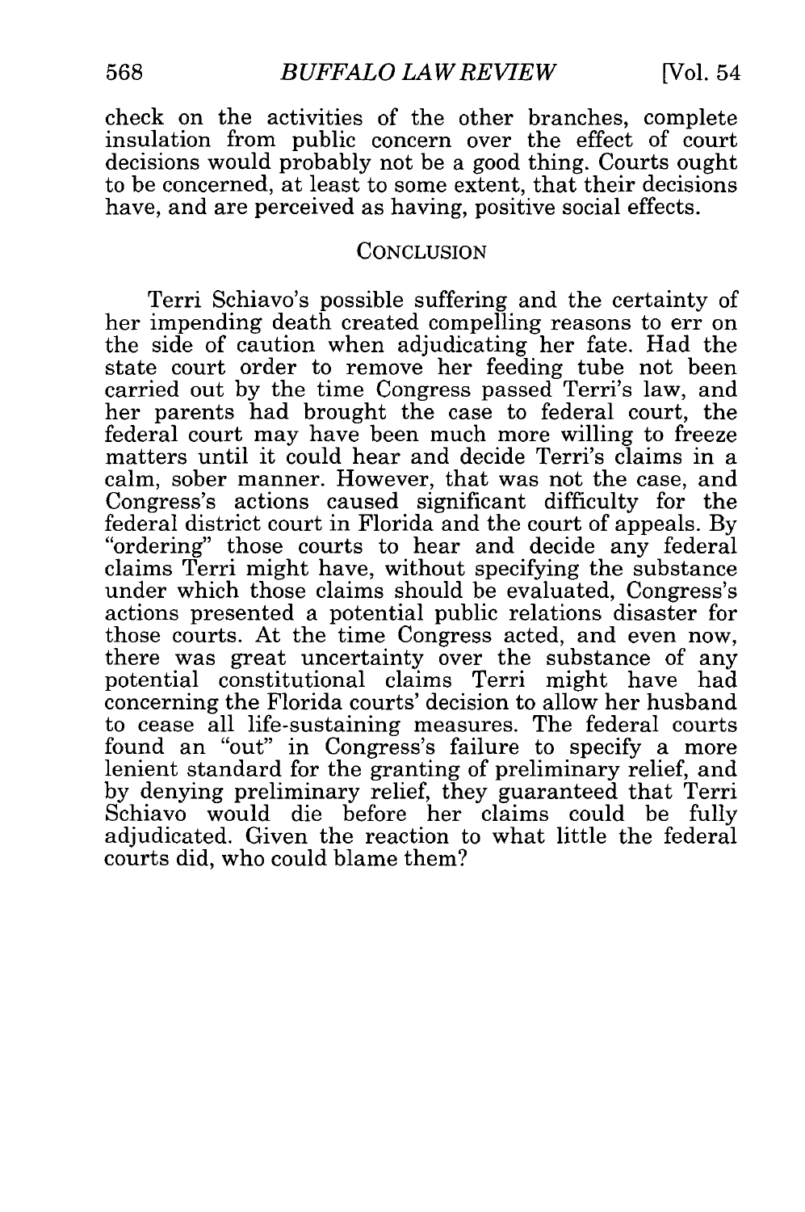check on the activities of the other branches, complete insulation from public concern over the effect of court decisions would probably not be a good thing. Courts ought to be concerned, at least to some extent, that their decisions have, and are perceived as having, positive social effects.

## CONCLUSION

Terri Schiavo's possible suffering and the certainty of her impending death created compelling reasons to err on the side of caution when adjudicating her fate. Had the state court order to remove her feeding tube not been carried out by the time Congress passed Terri's law, and her parents had brought the case to federal court, the federal court may have been much more willing to freeze matters until it could hear and decide Terri's claims in a calm, sober manner. However, that was not the case, and Congress's actions caused significant difficulty for the federal district court in Florida and the court of appeals. By "ordering" those courts to hear and decide any federal claims Terri might have, without specifying the substance under which those claims should be evaluated, Congress's actions presented a potential public relations disaster for those courts. At the time Congress acted, and even now, there was great uncertainty over the substance of any potential constitutional claims Terri might have had concerning the Florida courts' decision to allow her husband to cease all life-sustaining measures. The federal courts found an "out" in Congress's failure to specify a more lenient standard for the granting of preliminary relief, and by denying preliminary relief, they guaranteed that Terri Schiavo would die before her claims could be fully adjudicated. Given the reaction to what little the federal courts did, who could blame them?